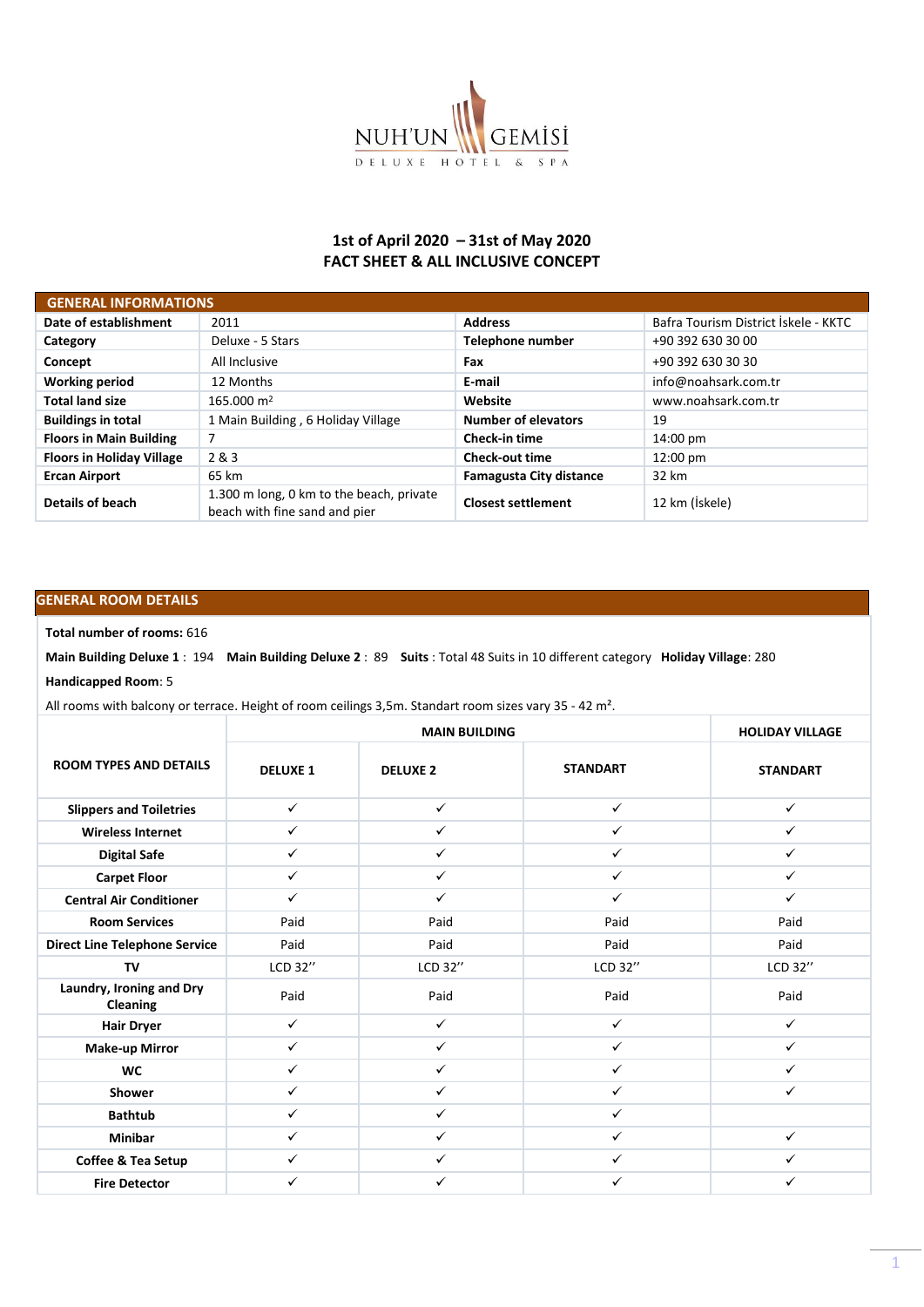NUH'UN GEMİSİ
DELUXE HOTEL & SPA

## 1st of April 2020 – 31st of May 2020
## FACT SHEET & ALL INCLUSIVE CONCEPT

| GENERAL INFORMATIONS | | | |
|---|---|---|---|
| **Date of establishment** | 2011 | **Address** | Bafra Tourism District İskele - KKTC |
| **Category** | Deluxe - 5 Stars | **Telephone number** | +90 392 630 30 00 |
| **Concept** | All Inclusive | **Fax** | +90 392 630 30 30 |
| **Working period** | 12 Months | **E-mail** | info@noahsark.com.tr |
| **Total land size** | 165.000 m² | **Website** | www.noahsark.com.tr |
| **Buildings in total** | 1 Main Building , 6 Holiday Village | **Number of elevators** | 19 |
| **Floors in Main Building** | 7 | **Check-in time** | 14:00 pm |
| **Floors in Holiday Village** | 2 & 3 | **Check-out time** | 12:00 pm |
| **Ercan Airport** | 65 km | **Famagusta City distance** | 32 km |
| **Details of beach** | 1.300 m long, 0 km to the beach, private beach with fine sand and pier | **Closest settlement** | 12 km (İskele) |

## GENERAL ROOM DETAILS

**Total number of rooms:** 616

**Main Building Deluxe 1** : 194 **Main Building Deluxe 2** : 89 **Suits** : Total 48 Suits in 10 different category **Holiday Village**: 280

**Handicapped Room**: 5

All rooms with balcony or terrace. Height of room ceilings 3,5m. Standart room sizes vary 35 - 42 m².

| ROOM TYPES AND DETAILS | MAIN BUILDING | | | HOLIDAY VILLAGE |
|---|---|---|---|---|
| | DELUXE 1 | DELUXE 2 | STANDART | STANDART |
| **Slippers and Toiletries** | ✓ | ✓ | ✓ | ✓ |
| **Wireless Internet** | ✓ | ✓ | ✓ | ✓ |
| **Digital Safe** | ✓ | ✓ | ✓ | ✓ |
| **Carpet Floor** | ✓ | ✓ | ✓ | ✓ |
| **Central Air Conditioner** | ✓ | ✓ | ✓ | ✓ |
| **Room Services** | Paid | Paid | Paid | Paid |
| **Direct Line Telephone Service** | Paid | Paid | Paid | Paid |
| **TV** | LCD 32'' | LCD 32'' | LCD 32'' | LCD 32'' |
| **Laundry, Ironing and Dry Cleaning** | Paid | Paid | Paid | Paid |
| **Hair Dryer** | ✓ | ✓ | ✓ | ✓ |
| **Make-up Mirror** | ✓ | ✓ | ✓ | ✓ |
| **WC** | ✓ | ✓ | ✓ | ✓ |
| **Shower** | ✓ | ✓ | ✓ | ✓ |
| **Bathtub** | ✓ | ✓ | ✓ | |
| **Minibar** | ✓ | ✓ | ✓ | ✓ |
| **Coffee & Tea Setup** | ✓ | ✓ | ✓ | ✓ |
| **Fire Detector** | ✓ | ✓ | ✓ | ✓ |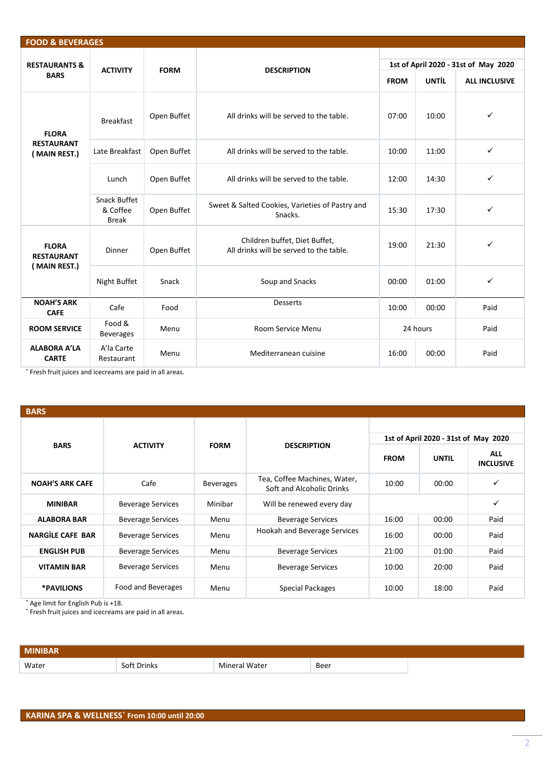## FOOD & BEVERAGES

| RESTAURANTS & BARS | ACTIVITY | FORM | DESCRIPTION | 1st of April 2020 - 31st of May 2020 | | |
|---|---|---|---|---|---|---|
| | | | | FROM | UNTİL | ALL INCLUSIVE |
| FLORA RESTAURANT ( MAIN REST.) | Breakfast | Open Buffet | All drinks will be served to the table. | 07:00 | 10:00 | ✓ |
| | Late Breakfast | Open Buffet | All drinks will be served to the table. | 10:00 | 11:00 | ✓ |
| | Lunch | Open Buffet | All drinks will be served to the table. | 12:00 | 14:30 | ✓ |
| | Snack Buffet & Coffee Break | Open Buffet | Sweet & Salted Cookies, Varieties of Pastry and Snacks. | 15:30 | 17:30 | ✓ |
| FLORA RESTAURANT ( MAIN REST.) | Dinner | Open Buffet | Children buffet, Diet Buffet, All drinks will be served to the table. | 19:00 | 21:30 | ✓ |
| | Night Buffet | Snack | Soup and Snacks | 00:00 | 01:00 | ✓ |
| NOAH'S ARK CAFE | Cafe | Food | Desserts | 10:00 | 00:00 | Paid |
| ROOM SERVICE | Food & Beverages | Menu | Room Service Menu | 24 hours | | Paid |
| ALABORA A'LA CARTE | A'la Carte Restaurant | Menu | Mediterranean cuisine | 16:00 | 00:00 | Paid |

* Fresh fruit juices and icecreams are paid in all areas.

## BARS

| BARS | ACTIVITY | FORM | DESCRIPTION | 1st of April 2020 - 31st of May 2020 | | |
|---|---|---|---|---|---|---|
| | | | | FROM | UNTIL | ALL INCLUSIVE |
| NOAH'S ARK CAFE | Cafe | Beverages | Tea, Coffee Machines, Water, Soft and Alcoholic Drinks | 10:00 | 00:00 | ✓ |
| MINIBAR | Beverage Services | Minibar | Will be renewed every day | | | ✓ |
| ALABORA BAR | Beverage Services | Menu | Beverage Services | 16:00 | 00:00 | Paid |
| NARGİLE CAFE BAR | Beverage Services | Menu | Hookah and Beverage Services | 16:00 | 00:00 | Paid |
| ENGLISH PUB | Beverage Services | Menu | Beverage Services | 21:00 | 01:00 | Paid |
| VITAMIN BAR | Beverage Services | Menu | Beverage Services | 10:00 | 20:00 | Paid |
| *PAVILIONS | Food and Beverages | Menu | Special Packages | 10:00 | 18:00 | Paid |

* Age limit for English Pub is +18.
* Fresh fruit juices and icecreams are paid in all areas.

## MINIBAR

| Water | Soft Drinks | Mineral Water | Beer |
|---|---|---|---|

## KARINA SPA & WELLNESS* From 10:00 until 20:00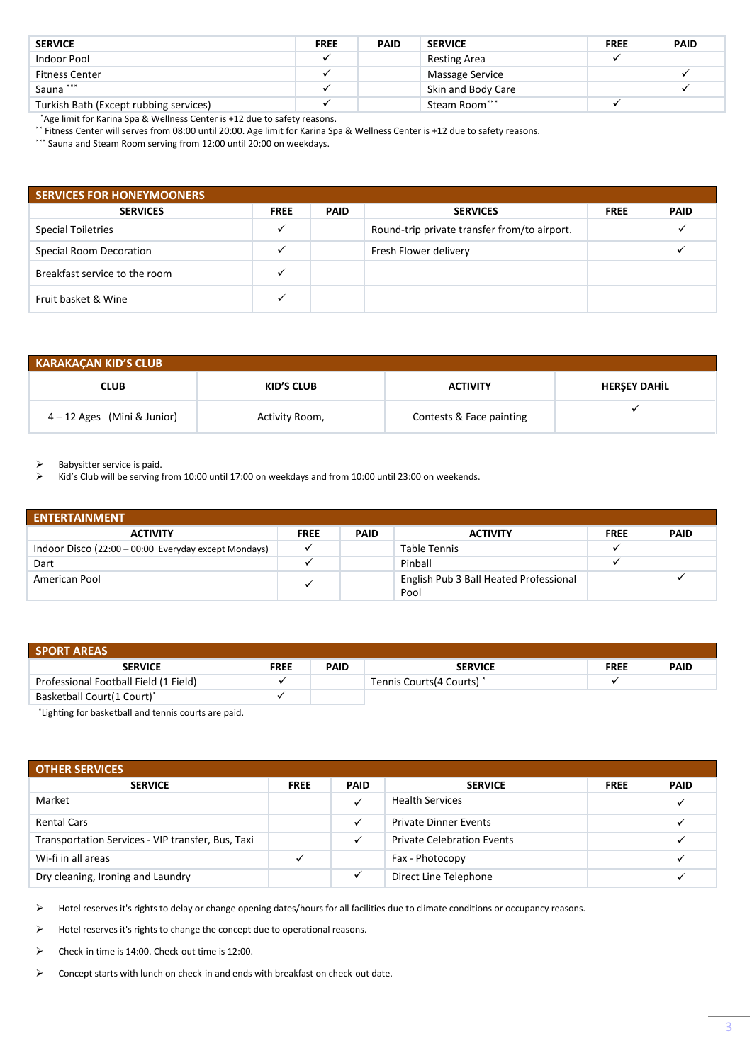| SERVICE | FREE | PAID | SERVICE | FREE | PAID |
|---|---|---|---|---|---|
| Indoor Pool | ✓ | | Resting Area | ✓ | |
| Fitness Center | ✓ | | Massage Service | | ✓ |
| Sauna *** | ✓ | | Skin and Body Care | | ✓ |
| Turkish Bath (Except rubbing services) | ✓ | | Steam Room*** | ✓ | |

*Age limit for Karina Spa & Wellness Center is +12 due to safety reasons.
** Fitness Center will serves from 08:00 until 20:00. Age limit for Karina Spa & Wellness Center is +12 due to safety reasons.
*** Sauna and Steam Room serving from 12:00 until 20:00 on weekdays.

## SERVICES FOR HONEYMOONERS

| SERVICES | FREE | PAID | SERVICES | FREE | PAID |
|---|---|---|---|---|---|
| Special Toiletries | ✓ | | Round-trip private transfer from/to airport. | | ✓ |
| Special Room Decoration | ✓ | | Fresh Flower delivery | | ✓ |
| Breakfast service to the room | ✓ | | | | |
| Fruit basket & Wine | ✓ | | | | |

## KARAKAÇAN KID'S CLUB

| CLUB | KID'S CLUB | ACTIVITY | HERŞEY DAHİL |
|---|---|---|---|
| 4 – 12 Ages (Mini & Junior) | Activity Room, | Contests & Face painting | ✓ |

- Babysitter service is paid.
- Kid's Club will be serving from 10:00 until 17:00 on weekdays and from 10:00 until 23:00 on weekends.

## ENTERTAINMENT

| ACTIVITY | FREE | PAID | ACTIVITY | FREE | PAID |
|---|---|---|---|---|---|
| Indoor Disco (22:00 – 00:00 Everyday except Mondays) | ✓ | | Table Tennis | ✓ | |
| Dart | ✓ | | Pinball | ✓ | |
| American Pool | ✓ | | English Pub 3 Ball Heated Professional Pool | | ✓ |

## SPORT AREAS

| SERVICE | FREE | PAID | SERVICE | FREE | PAID |
|---|---|---|---|---|---|
| Professional Football Field (1 Field) | ✓ | | Tennis Courts(4 Courts) * | ✓ | |
| Basketball Court(1 Court)* | ✓ | | | | |

*Lighting for basketball and tennis courts are paid.

## OTHER SERVICES

| SERVICE | FREE | PAID | SERVICE | FREE | PAID |
|---|---|---|---|---|---|
| Market | | ✓ | Health Services | | ✓ |
| Rental Cars | | ✓ | Private Dinner Events | | ✓ |
| Transportation Services - VIP transfer, Bus, Taxi | | ✓ | Private Celebration Events | | ✓ |
| Wi-fi in all areas | ✓ | | Fax - Photocopy | | ✓ |
| Dry cleaning, Ironing and Laundry | | ✓ | Direct Line Telephone | | ✓ |

- Hotel reserves it's rights to delay or change opening dates/hours for all facilities due to climate conditions or occupancy reasons.
- Hotel reserves it's rights to change the concept due to operational reasons.
- Check-in time is 14:00. Check-out time is 12:00.
- Concept starts with lunch on check-in and ends with breakfast on check-out date.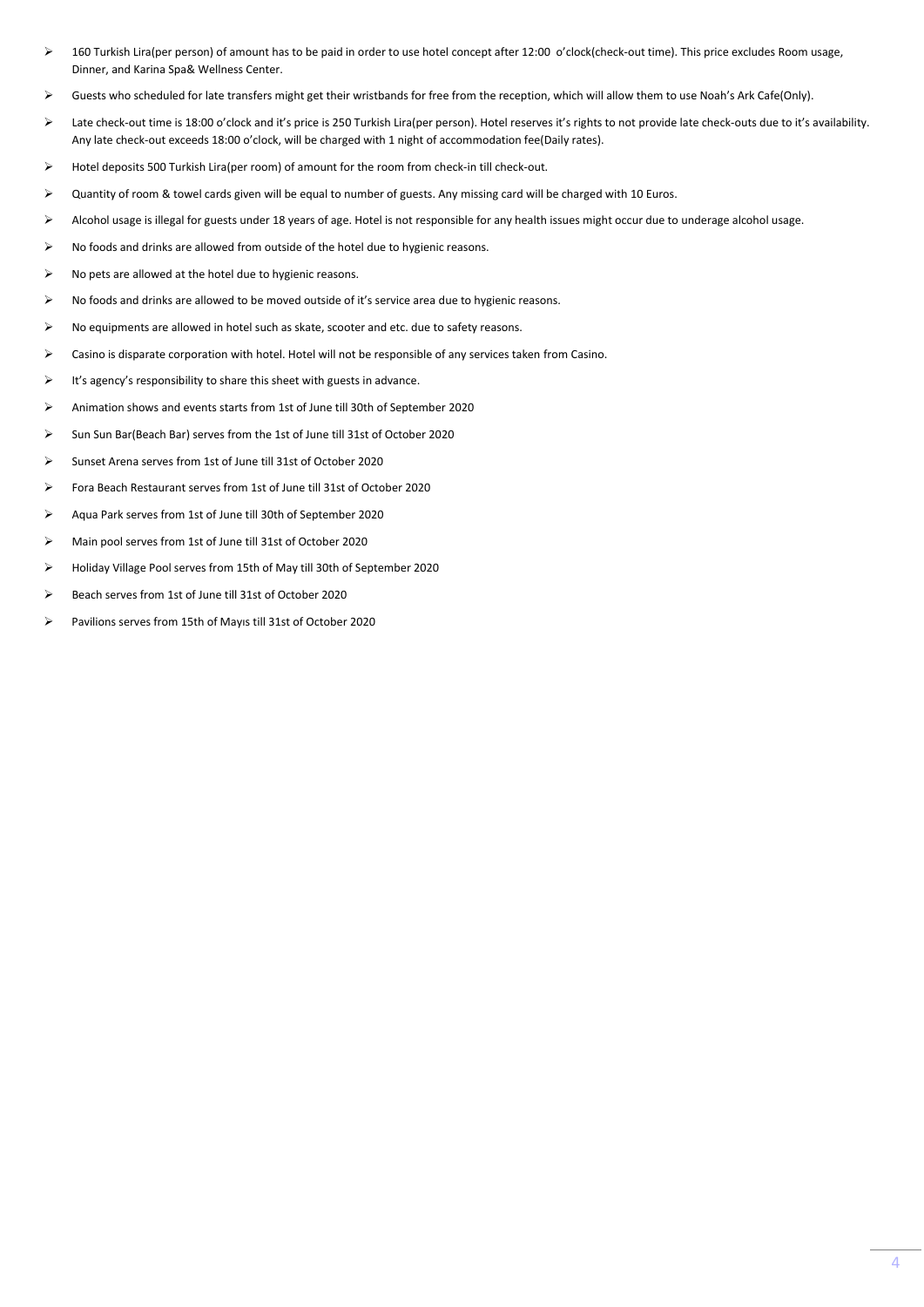- 160 Turkish Lira(per person) of amount has to be paid in order to use hotel concept after 12:00 o'clock(check-out time). This price excludes Room usage, Dinner, and Karina Spa& Wellness Center.
- Guests who scheduled for late transfers might get their wristbands for free from the reception, which will allow them to use Noah's Ark Cafe(Only).
- Late check-out time is 18:00 o'clock and it's price is 250 Turkish Lira(per person). Hotel reserves it's rights to not provide late check-outs due to it's availability. Any late check-out exceeds 18:00 o'clock, will be charged with 1 night of accommodation fee(Daily rates).
- Hotel deposits 500 Turkish Lira(per room) of amount for the room from check-in till check-out.
- Quantity of room & towel cards given will be equal to number of guests. Any missing card will be charged with 10 Euros.
- Alcohol usage is illegal for guests under 18 years of age. Hotel is not responsible for any health issues might occur due to underage alcohol usage.
- No foods and drinks are allowed from outside of the hotel due to hygienic reasons.
- No pets are allowed at the hotel due to hygienic reasons.
- No foods and drinks are allowed to be moved outside of it's service area due to hygienic reasons.
- No equipments are allowed in hotel such as skate, scooter and etc. due to safety reasons.
- Casino is disparate corporation with hotel. Hotel will not be responsible of any services taken from Casino.
- It's agency's responsibility to share this sheet with guests in advance.
- Animation shows and events starts from 1st of June till 30th of September 2020
- Sun Sun Bar(Beach Bar) serves from the 1st of June till 31st of October 2020
- Sunset Arena serves from 1st of June till 31st of October 2020
- Fora Beach Restaurant serves from 1st of June till 31st of October 2020
- Aqua Park serves from 1st of June till 30th of September 2020
- Main pool serves from 1st of June till 31st of October 2020
- Holiday Village Pool serves from 15th of May till 30th of September 2020
- Beach serves from 1st of June till 31st of October 2020
- Pavilions serves from 15th of Mayıs till 31st of October 2020